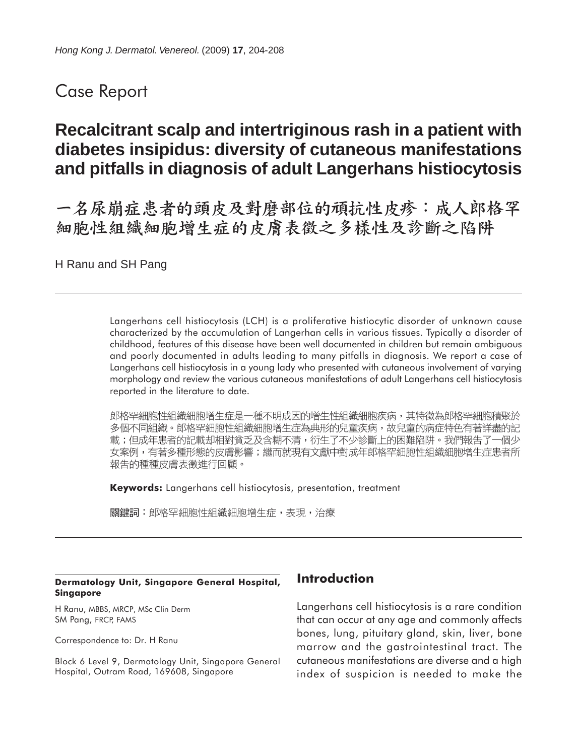Case Report

# Recalcitrant scalp and intertriginous rash in a patient with diabetes insipidus: diversity of cutaneous manifestations and pitfalls in diagnosis of adult Langerhans histiocytosis

# 一名尿崩症患者的頭皮及對磨部位的頑抗性皮疹：成人郎格罕細胞性組織細胞增生症的皮膚表徵之多樣性及診斷之陷阱

H Ranu and SH Pang

Langerhans cell histiocytosis (LCH) is a proliferative histiocytic disorder of unknown cause characterized by the accumulation of Langerhan cells in various tissues. Typically a disorder of childhood, features of this disease have been well documented in children but remain ambiguous and poorly documented in adults leading to many pitfalls in diagnosis. We report a case of Langerhans cell histiocytosis in a young lady who presented with cutaneous involvement of varying morphology and review the various cutaneous manifestations of adult Langerhans cell histiocytosis reported in the literature to date.

郎格罕細胞性組織細胞增生症是一種不明成因的增生性組織細胞疾病，其特徵為郎格罕細胞積聚於多個不同組織。郎格罕細胞性組織細胞增生症為典形的兒童疾病，故兒童的病症特色有著詳盡的記載；但成年患者的記載卻相對貧乏及含糊不清，衍生了不少診斷上的困難陷阱。我們報告了一個少女案例，有著多種形態的皮膚影響；繼而就現有文獻中對成年郎格罕細胞性組織細胞增生症患者所報告的種種皮膚表徵進行回顧。

**Keywords:** Langerhans cell histiocytosis, presentation, treatment

**關鍵詞**：郎格罕細胞性組織細胞增生症，表現，治療

**Dermatology Unit, Singapore General Hospital, Singapore**

H Ranu, MBBS, MRCP, MSc Clin Derm
SM Pang, FRCP, FAMS

Correspondence to: Dr. H Ranu

Block 6 Level 9, Dermatology Unit, Singapore General Hospital, Outram Road, 169608, Singapore

## Introduction

Langerhans cell histiocytosis is a rare condition that can occur at any age and commonly affects bones, lung, pituitary gland, skin, liver, bone marrow and the gastrointestinal tract. The cutaneous manifestations are diverse and a high index of suspicion is needed to make the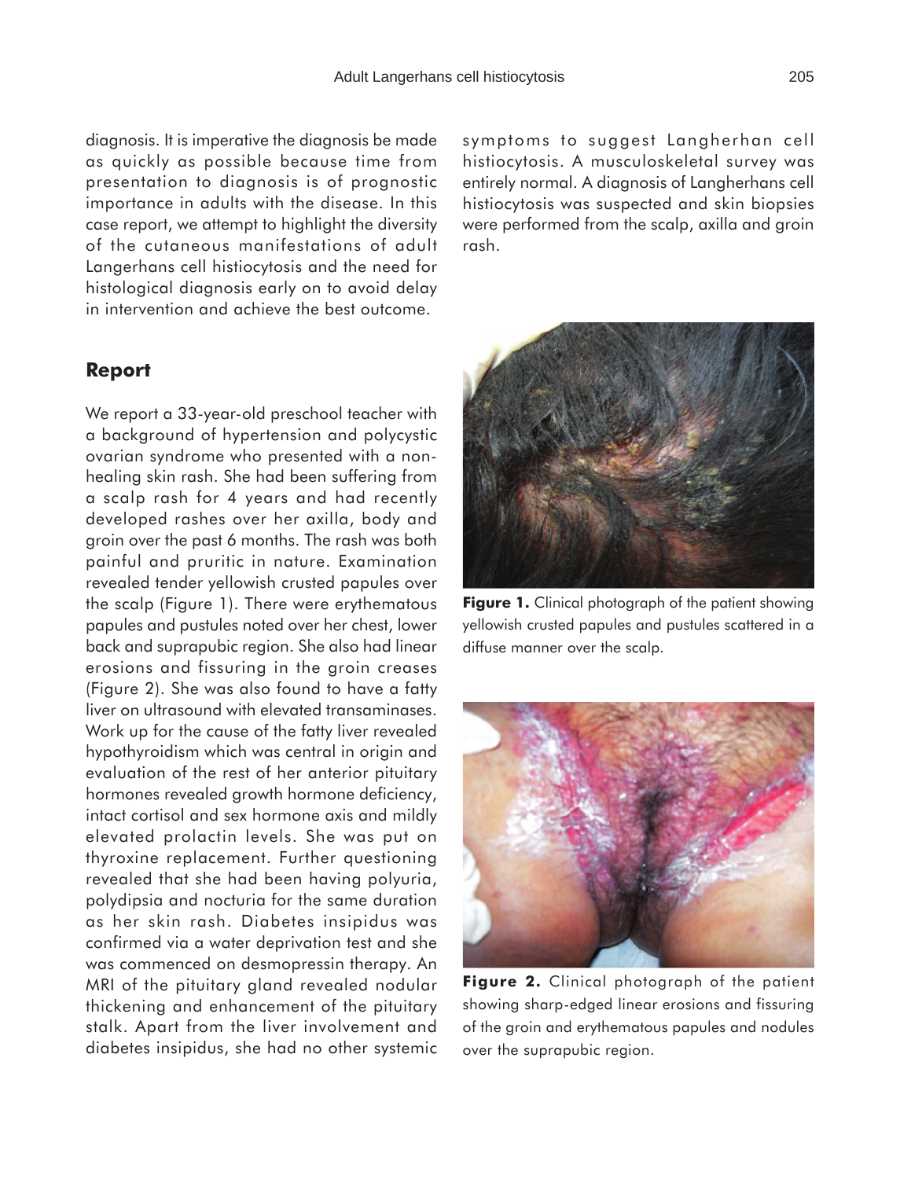diagnosis. It is imperative the diagnosis be made as quickly as possible because time from presentation to diagnosis is of prognostic importance in adults with the disease. In this case report, we attempt to highlight the diversity of the cutaneous manifestations of adult Langerhans cell histiocytosis and the need for histological diagnosis early on to avoid delay in intervention and achieve the best outcome.

## Report

We report a 33-year-old preschool teacher with a background of hypertension and polycystic ovarian syndrome who presented with a non-healing skin rash. She had been suffering from a scalp rash for 4 years and had recently developed rashes over her axilla, body and groin over the past 6 months. The rash was both painful and pruritic in nature. Examination revealed tender yellowish crusted papules over the scalp (Figure 1). There were erythematous papules and pustules noted over her chest, lower back and suprapubic region. She also had linear erosions and fissuring in the groin creases (Figure 2). She was also found to have a fatty liver on ultrasound with elevated transaminases. Work up for the cause of the fatty liver revealed hypothyroidism which was central in origin and evaluation of the rest of her anterior pituitary hormones revealed growth hormone deficiency, intact cortisol and sex hormone axis and mildly elevated prolactin levels. She was put on thyroxine replacement. Further questioning revealed that she had been having polyuria, polydipsia and nocturia for the same duration as her skin rash. Diabetes insipidus was confirmed via a water deprivation test and she was commenced on desmopressin therapy. An MRI of the pituitary gland revealed nodular thickening and enhancement of the pituitary stalk. Apart from the liver involvement and diabetes insipidus, she had no other systemic symptoms to suggest Langherhan cell histiocytosis. A musculoskeletal survey was entirely normal. A diagnosis of Langherhans cell histiocytosis was suspected and skin biopsies were performed from the scalp, axilla and groin rash.

**Figure 1.** Clinical photograph of the patient showing yellowish crusted papules and pustules scattered in a diffuse manner over the scalp.

**Figure 2.** Clinical photograph of the patient showing sharp-edged linear erosions and fissuring of the groin and erythematous papules and nodules over the suprapubic region.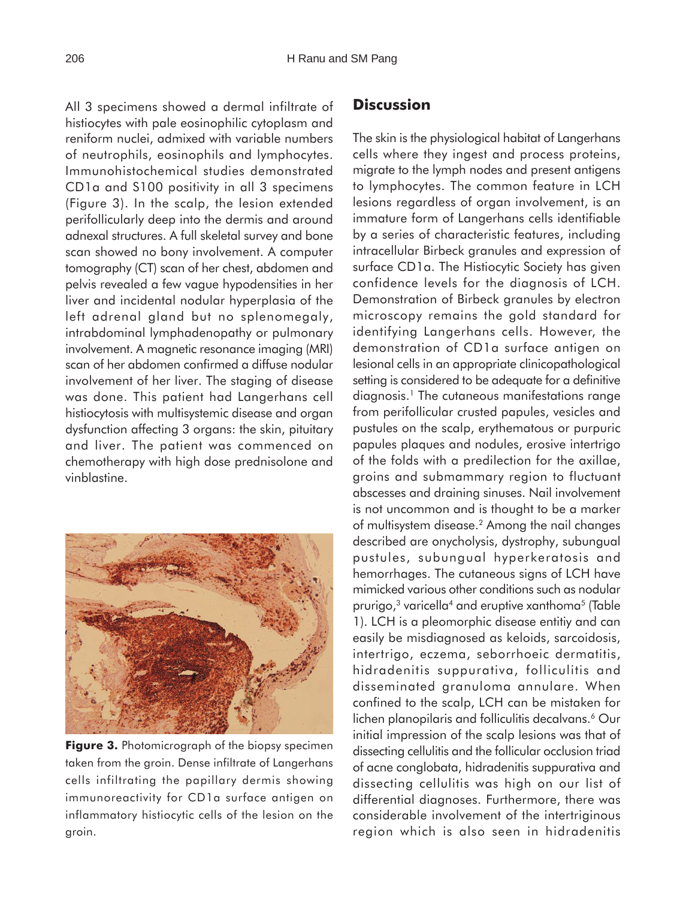All 3 specimens showed a dermal infiltrate of histiocytes with pale eosinophilic cytoplasm and reniform nuclei, admixed with variable numbers of neutrophils, eosinophils and lymphocytes. Immunohistochemical studies demonstrated CD1a and S100 positivity in all 3 specimens (Figure 3). In the scalp, the lesion extended perifollicularly deep into the dermis and around adnexal structures. A full skeletal survey and bone scan showed no bony involvement. A computer tomography (CT) scan of her chest, abdomen and pelvis revealed a few vague hypodensities in her liver and incidental nodular hyperplasia of the left adrenal gland but no splenomegaly, intrabdominal lymphadenopathy or pulmonary involvement. A magnetic resonance imaging (MRI) scan of her abdomen confirmed a diffuse nodular involvement of her liver. The staging of disease was done. This patient had Langerhans cell histiocytosis with multisystemic disease and organ dysfunction affecting 3 organs: the skin, pituitary and liver. The patient was commenced on chemotherapy with high dose prednisolone and vinblastine.

**Figure 3.** Photomicrograph of the biopsy specimen taken from the groin. Dense infiltrate of Langerhans cells infiltrating the papillary dermis showing immunoreactivity for CD1a surface antigen on inflammatory histiocytic cells of the lesion on the groin.

## Discussion

The skin is the physiological habitat of Langerhans cells where they ingest and process proteins, migrate to the lymph nodes and present antigens to lymphocytes. The common feature in LCH lesions regardless of organ involvement, is an immature form of Langerhans cells identifiable by a series of characteristic features, including intracellular Birbeck granules and expression of surface CD1a. The Histiocytic Society has given confidence levels for the diagnosis of LCH. Demonstration of Birbeck granules by electron microscopy remains the gold standard for identifying Langerhans cells. However, the demonstration of CD1a surface antigen on lesional cells in an appropriate clinicopathological setting is considered to be adequate for a definitive diagnosis.[1] The cutaneous manifestations range from perifollicular crusted papules, vesicles and pustules on the scalp, erythematous or purpuric papules plaques and nodules, erosive intertrigo of the folds with a predilection for the axillae, groins and submammary region to fluctuant abscesses and draining sinuses. Nail involvement is not uncommon and is thought to be a marker of multisystem disease.[2] Among the nail changes described are onycholysis, dystrophy, subungual pustules, subungual hyperkeratosis and hemorrhages. The cutaneous signs of LCH have mimicked various other conditions such as nodular prurigo,[3] varicella[4] and eruptive xanthoma[5] (Table 1). LCH is a pleomorphic disease entitiy and can easily be misdiagnosed as keloids, sarcoidosis, intertrigo, eczema, seborrhoeic dermatitis, hidradenitis suppurativa, folliculitis and disseminated granuloma annulare. When confined to the scalp, LCH can be mistaken for lichen planopilaris and folliculitis decalvans.[6] Our initial impression of the scalp lesions was that of dissecting cellulitis and the follicular occlusion triad of acne conglobata, hidradenitis suppurativa and dissecting cellulitis was high on our list of differential diagnoses. Furthermore, there was considerable involvement of the intertriginous region which is also seen in hidradenitis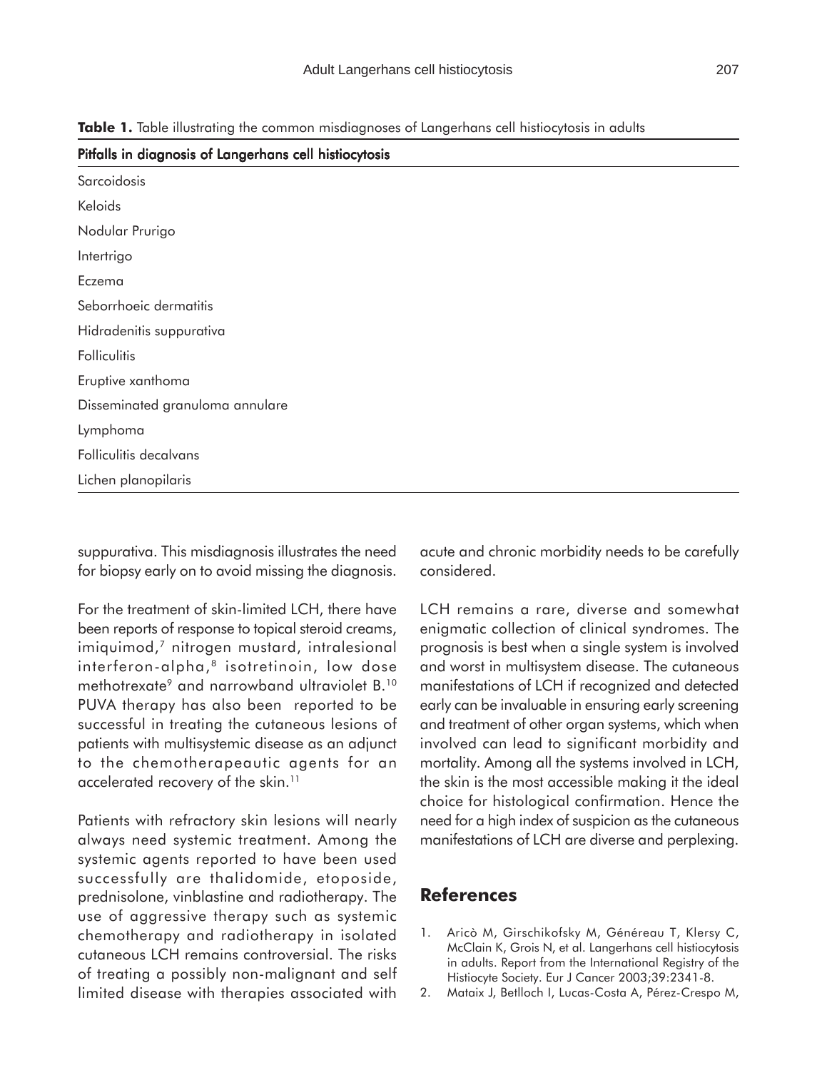**Table 1.** Table illustrating the common misdiagnoses of Langerhans cell histiocytosis in adults

| Pitfalls in diagnosis of Langerhans cell histiocytosis |
|---|
| Sarcoidosis |
| Keloids |
| Nodular Prurigo |
| Intertrigo |
| Eczema |
| Seborrhoeic dermatitis |
| Hidradenitis suppurativa |
| Folliculitis |
| Eruptive xanthoma |
| Disseminated granuloma annulare |
| Lymphoma |
| Folliculitis decalvans |
| Lichen planopilaris |

suppurativa. This misdiagnosis illustrates the need for biopsy early on to avoid missing the diagnosis.

For the treatment of skin-limited LCH, there have been reports of response to topical steroid creams, imiquimod,[7] nitrogen mustard, intralesional interferon-alpha,[8] isotretinoin, low dose methotrexate[9] and narrowband ultraviolet B.[10] PUVA therapy has also been reported to be successful in treating the cutaneous lesions of patients with multisystemic disease as an adjunct to the chemotherapeautic agents for an accelerated recovery of the skin.[11]

Patients with refractory skin lesions will nearly always need systemic treatment. Among the systemic agents reported to have been used successfully are thalidomide, etoposide, prednisolone, vinblastine and radiotherapy. The use of aggressive therapy such as systemic chemotherapy and radiotherapy in isolated cutaneous LCH remains controversial. The risks of treating a possibly non-malignant and self limited disease with therapies associated with acute and chronic morbidity needs to be carefully considered.

LCH remains a rare, diverse and somewhat enigmatic collection of clinical syndromes. The prognosis is best when a single system is involved and worst in multisystem disease. The cutaneous manifestations of LCH if recognized and detected early can be invaluable in ensuring early screening and treatment of other organ systems, which when involved can lead to significant morbidity and mortality. Among all the systems involved in LCH, the skin is the most accessible making it the ideal choice for histological confirmation. Hence the need for a high index of suspicion as the cutaneous manifestations of LCH are diverse and perplexing.

## References

1. Aricò M, Girschikofsky M, Généreau T, Klersy C, McClain K, Grois N, et al. Langerhans cell histiocytosis in adults. Report from the International Registry of the Histiocyte Society. Eur J Cancer 2003;39:2341-8.
2. Mataix J, Betlloch I, Lucas-Costa A, Pérez-Crespo M,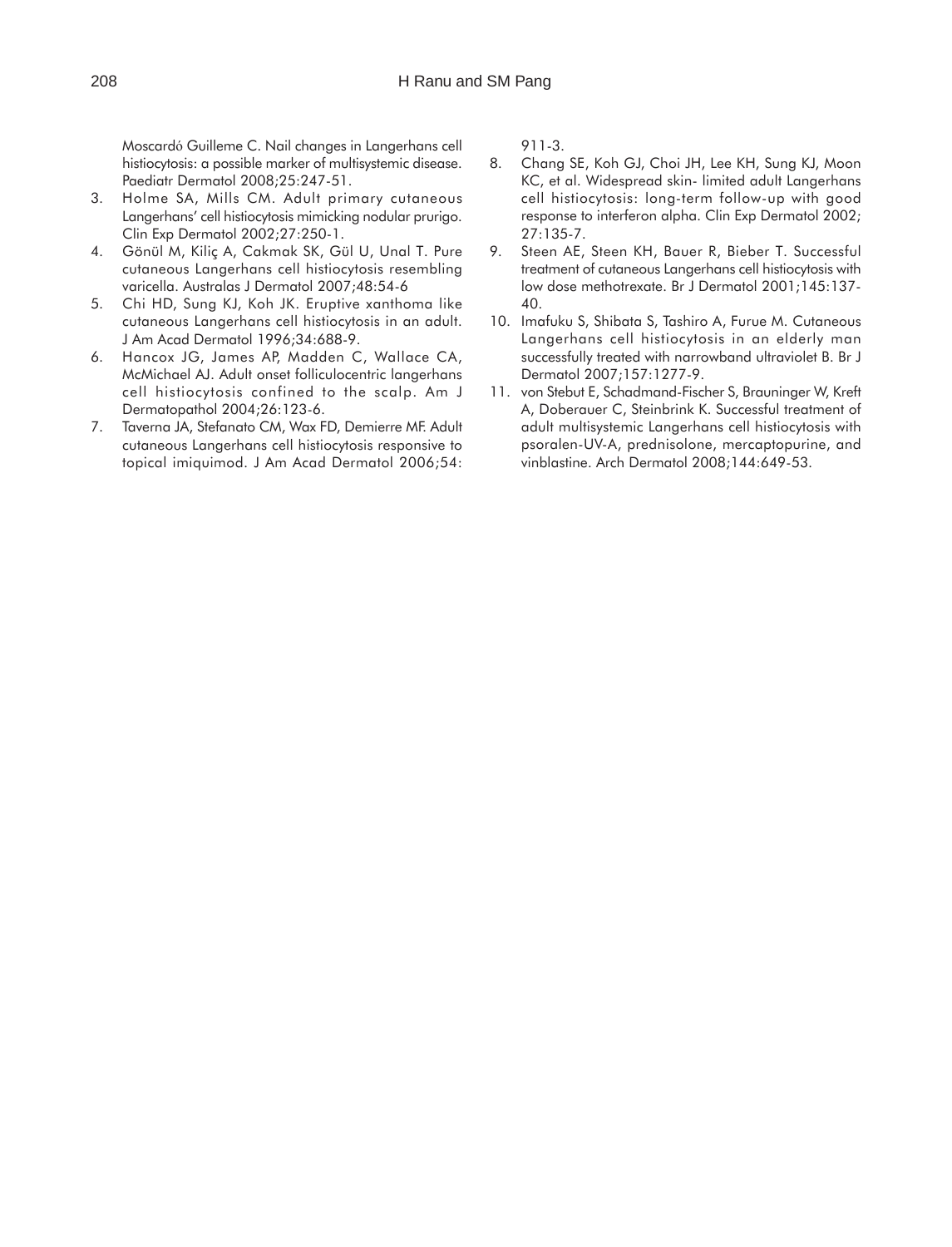Moscardó Guilleme C. Nail changes in Langerhans cell histiocytosis: a possible marker of multisystemic disease. Paediatr Dermatol 2008;25:247-51.

3. Holme SA, Mills CM. Adult primary cutaneous Langerhans' cell histiocytosis mimicking nodular prurigo. Clin Exp Dermatol 2002;27:250-1.
4. Gönül M, Kiliç A, Cakmak SK, Gül U, Unal T. Pure cutaneous Langerhans cell histiocytosis resembling varicella. Australas J Dermatol 2007;48:54-6
5. Chi HD, Sung KJ, Koh JK. Eruptive xanthoma like cutaneous Langerhans cell histiocytosis in an adult. J Am Acad Dermatol 1996;34:688-9.
6. Hancox JG, James AP, Madden C, Wallace CA, McMichael AJ. Adult onset folliculocentric langerhans cell histiocytosis confined to the scalp. Am J Dermatopathol 2004;26:123-6.
7. Taverna JA, Stefanato CM, Wax FD, Demierre MF. Adult cutaneous Langerhans cell histiocytosis responsive to topical imiquimod. J Am Acad Dermatol 2006;54: 911-3.
8. Chang SE, Koh GJ, Choi JH, Lee KH, Sung KJ, Moon KC, et al. Widespread skin- limited adult Langerhans cell histiocytosis: long-term follow-up with good response to interferon alpha. Clin Exp Dermatol 2002; 27:135-7.
9. Steen AE, Steen KH, Bauer R, Bieber T. Successful treatment of cutaneous Langerhans cell histiocytosis with low dose methotrexate. Br J Dermatol 2001;145:137-40.
10. Imafuku S, Shibata S, Tashiro A, Furue M. Cutaneous Langerhans cell histiocytosis in an elderly man successfully treated with narrowband ultraviolet B. Br J Dermatol 2007;157:1277-9.
11. von Stebut E, Schadmand-Fischer S, Brauninger W, Kreft A, Doberauer C, Steinbrink K. Successful treatment of adult multisystemic Langerhans cell histiocytosis with psoralen-UV-A, prednisolone, mercaptopurine, and vinblastine. Arch Dermatol 2008;144:649-53.